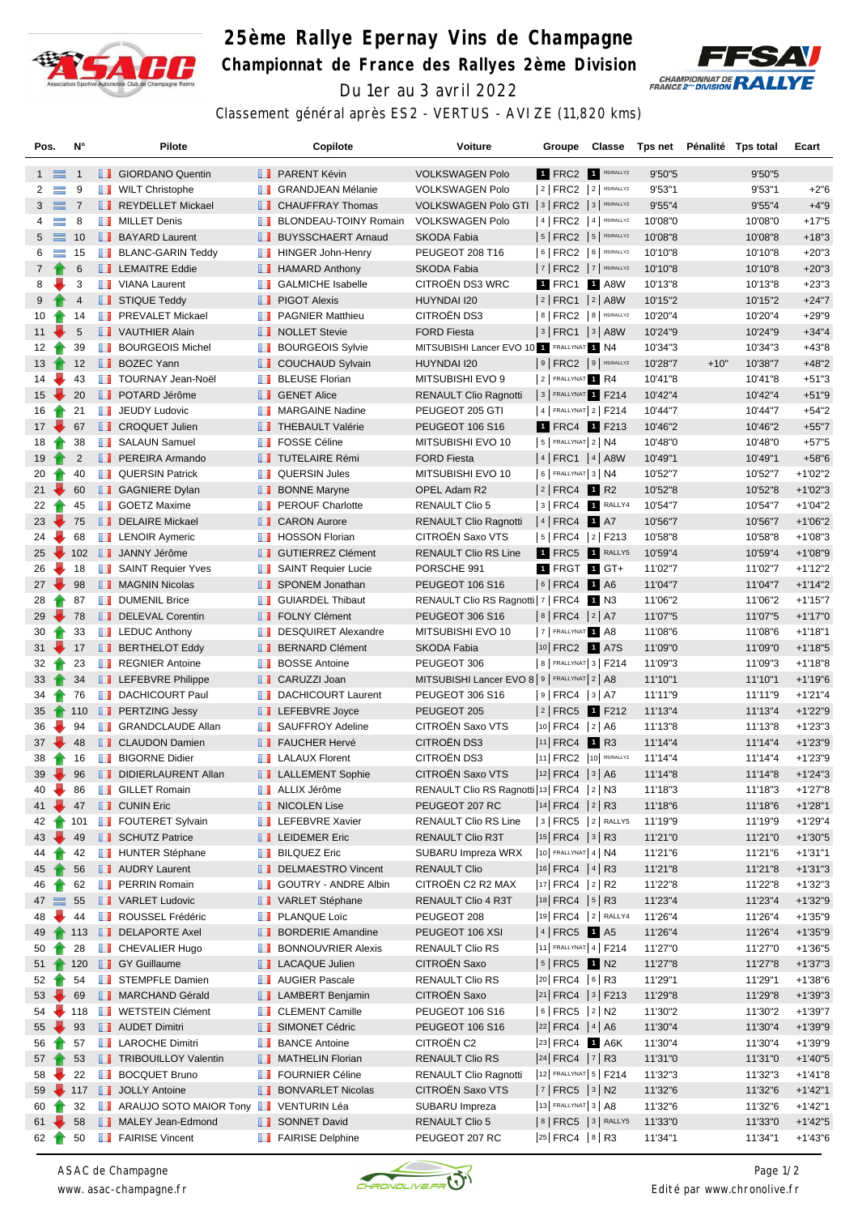# 25ème Rallye Epernay Vins de Champagne

## Championnat de France des Rallyes 2ème Division

Du 1er au 3 avril 2022

Classement général après ES2 - VERTUS - AVIZE (11,820 kms)

| Pos. | N° | Pilote | Copilote | Voiture | Groupe | Classe | Tps net | Pénalité | Tps total | Ecart |
|---|---|---|---|---|---|---|---|---|---|---|
| 1 = | 1 | GIORDANO Quentin | PARENT Kévin | VOLKSWAGEN Polo | 1 FRC2 | 1 R5/RALLY2 | 9'50"5 | | 9'50"5 | |
| 2 = | 9 | WILT Christophe | GRANDJEAN Mélanie | VOLKSWAGEN Polo | 2 FRC2 | 2 R5/RALLY2 | 9'53"1 | | 9'53"1 | +2"6 |
| 3 = | 7 | REYDELLET Mickael | CHAUFFRAY Thomas | VOLKSWAGEN Polo GTI | 3 FRC2 | 3 R5/RALLY2 | 9'55"4 | | 9'55"4 | +4"9 |
| 4 = | 8 | MILLET Denis | BLONDEAU-TOINY Romain | VOLKSWAGEN Polo | 4 FRC2 | 4 R5/RALLY2 | 10'08"0 | | 10'08"0 | +17"5 |
| 5 = | 10 | BAYARD Laurent | BUYSSCHAERT Arnaud | SKODA Fabia | 5 FRC2 | 5 R5/RALLY2 | 10'08"8 | | 10'08"8 | +18"3 |
| 6 = | 15 | BLANC-GARIN Teddy | HINGER John-Henry | PEUGEOT 208 T16 | 6 FRC2 | 6 R5/RALLY2 | 10'10"8 | | 10'10"8 | +20"3 |
| 7 ↑ | 6 | LEMAITRE Eddie | HAMARD Anthony | SKODA Fabia | 7 FRC2 | 7 R5/RALLY2 | 10'10"8 | | 10'10"8 | +20"3 |
| 8 ↓ | 3 | VIANA Laurent | GALMICHE Isabelle | CITROËN DS3 WRC | 1 FRC1 | 1 A8W | 10'13"8 | | 10'13"8 | +23"3 |
| 9 ↑ | 4 | STIQUE Teddy | PIGOT Alexis | HUYNDAI I20 | 2 FRC1 | 2 A8W | 10'15"2 | | 10'15"2 | +24"7 |
| 10 ↑ | 14 | PREVALET Mickael | PAGNIER Matthieu | CITROËN DS3 | 8 FRC2 | 8 R5/RALLY2 | 10'20"4 | | 10'20"4 | +29"9 |
| 11 ↓ | 5 | VAUTHIER Alain | NOLLET Stevie | FORD Fiesta | 3 FRC1 | 3 A8W | 10'24"9 | | 10'24"9 | +34"4 |
| 12 ↑ | 39 | BOURGEOIS Michel | BOURGEOIS Sylvie | MITSUBISHI Lancer EVO 10 | 1 FRALLYNAT | 1 N4 | 10'34"3 | | 10'34"3 | +43"8 |
| 13 ↑ | 12 | BOZEC Yann | COUCHAUD Sylvain | HUYNDAI I20 | 9 FRC2 | 9 R5/RALLY2 | 10'28"7 | +10" | 10'38"7 | +48"2 |
| 14 ↓ | 43 | TOURNAY Jean-Noël | BLEUSE Florian | MITSUBISHI EVO 9 | 2 FRALLYNAT | 1 R4 | 10'41"8 | | 10'41"8 | +51"3 |
| 15 ↓ | 20 | POTARD Jérôme | GENET Alice | RENAULT Clio Ragnotti | 3 FRALLYNAT | 1 F214 | 10'42"4 | | 10'42"4 | +51"9 |
| 16 ↑ | 21 | JEUDY Ludovic | MARGAINE Nadine | PEUGEOT 205 GTI | 4 FRALLYNAT | 2 F214 | 10'44"7 | | 10'44"7 | +54"2 |
| 17 ↓ | 67 | CROQUET Julien | THEBAULT Valérie | PEUGEOT 106 S16 | 1 FRC4 | 1 F213 | 10'46"2 | | 10'46"2 | +55"7 |
| 18 ↑ | 38 | SALAUN Samuel | FOSSE Céline | MITSUBISHI EVO 10 | 5 FRALLYNAT | 2 N4 | 10'48"0 | | 10'48"0 | +57"5 |
| 19 ↑ | 2 | PEREIRA Armando | TUTELAIRE Rémi | FORD Fiesta | 4 FRC1 | 4 A8W | 10'49"1 | | 10'49"1 | +58"6 |
| 20 ↑ | 40 | QUERSIN Patrick | QUERSIN Jules | MITSUBISHI EVO 10 | 6 FRALLYNAT | 3 N4 | 10'52"7 | | 10'52"7 | +1'02"2 |
| 21 ↓ | 60 | GAGNIERE Dylan | BONNE Maryne | OPEL Adam R2 | 2 FRC4 | 1 R2 | 10'52"8 | | 10'52"8 | +1'02"3 |
| 22 ↑ | 45 | GOETZ Maxime | PEROUF Charlotte | RENAULT Clio 5 | 3 FRC4 | 1 RALLY4 | 10'54"7 | | 10'54"7 | +1'04"2 |
| 23 ↓ | 75 | DELAIRE Mickael | CARON Aurore | RENAULT Clio Ragnotti | 4 FRC4 | 1 A7 | 10'56"7 | | 10'56"7 | +1'06"2 |
| 24 ↓ | 68 | LENOIR Aymeric | HOSSON Florian | CITROËN Saxo VTS | 5 FRC4 | 2 F213 | 10'58"8 | | 10'58"8 | +1'08"3 |
| 25 ↓ | 102 | JANNY Jérôme | GUTIERREZ Clément | RENAULT Clio RS Line | 1 FRC5 | 1 RALLY5 | 10'59"4 | | 10'59"4 | +1'08"9 |
| 26 ↓ | 18 | SAINT Requier Yves | SAINT Requier Lucie | PORSCHE 991 | 1 FRGT | 1 GT+ | 11'02"7 | | 11'02"7 | +1'12"2 |
| 27 ↓ | 98 | MAGNIN Nicolas | SPONEM Jonathan | PEUGEOT 106 S16 | 6 FRC4 | 1 A6 | 11'04"7 | | 11'04"7 | +1'14"2 |
| 28 ↑ | 87 | DUMENIL Brice | GUIARDEL Thibaut | RENAULT Clio RS Ragnotti | 7 FRC4 | 1 N3 | 11'06"2 | | 11'06"2 | +1'15"7 |
| 29 ↑ | 78 | DELEVAL Corentin | FOLNY Clément | PEUGEOT 306 S16 | 8 FRC4 | 2 A7 | 11'07"5 | | 11'07"5 | +1'17"0 |
| 30 ↑ | 33 | LEDUC Anthony | DESQUIRET Alexandre | MITSUBISHI EVO 10 | 7 FRALLYNAT | 1 A8 | 11'08"6 | | 11'08"6 | +1'18"1 |
| 31 ↓ | 17 | BERTHELOT Eddy | BERNARD Clément | SKODA Fabia | 10 FRC2 | 1 A7S | 11'09"0 | | 11'09"0 | +1'18"5 |
| 32 ↑ | 23 | REGNIER Antoine | BOSSE Antoine | PEUGEOT 306 | 8 FRALLYNAT | 3 F214 | 11'09"3 | | 11'09"3 | +1'18"8 |
| 33 ↑ | 34 | LEFEBVRE Philippe | CARUZZI Joan | MITSUBISHI Lancer EVO 8 | 9 FRALLYNAT | 2 A8 | 11'10"1 | | 11'10"1 | +1'19"6 |
| 34 ↑ | 76 | DACHICOURT Paul | DACHICOURT Laurent | PEUGEOT 306 S16 | 9 FRC4 | 3 A7 | 11'11"9 | | 11'11"9 | +1'21"4 |
| 35 ↑ | 110 | PERTZING Jessy | LEFEBVRE Joyce | PEUGEOT 205 | 2 FRC5 | 1 F212 | 11'13"4 | | 11'13"4 | +1'22"9 |
| 36 ↓ | 94 | GRANDCLAUDE Allan | SAUFFROY Adeline | CITROËN Saxo VTS | 10 FRC4 | 2 A6 | 11'13"8 | | 11'13"8 | +1'23"3 |
| 37 ↓ | 48 | CLAUDON Damien | FAUCHER Hervé | CITROËN DS3 | 11 FRC4 | 1 R3 | 11'14"4 | | 11'14"4 | +1'23"9 |
| 38 ↑ | 16 | BIGORNE Didier | LALAUX Florent | CITROËN DS3 | 11 FRC2 | 10 R5/RALLY2 | 11'14"4 | | 11'14"4 | +1'23"9 |
| 39 ↓ | 96 | DIDIERLAURENT Allan | LALLEMENT Sophie | CITROËN Saxo VTS | 12 FRC4 | 3 A6 | 11'14"8 | | 11'14"8 | +1'24"3 |
| 40 ↓ | 86 | GILLET Romain | ALLIX Jérôme | RENAULT Clio RS Ragnotti | 13 FRC4 | 2 N3 | 11'18"3 | | 11'18"3 | +1'27"8 |
| 41 ↓ | 47 | CUNIN Eric | NICOLEN Lise | PEUGEOT 207 RC | 14 FRC4 | 2 R3 | 11'18"6 | | 11'18"6 | +1'28"1 |
| 42 ↑ | 101 | FOUTERET Sylvain | LEFEBVRE Xavier | RENAULT Clio RS Line | 3 FRC5 | 2 RALLY5 | 11'19"9 | | 11'19"9 | +1'29"4 |
| 43 ↓ | 49 | SCHUTZ Patrice | LEIDEMER Eric | RENAULT Clio R3T | 15 FRC4 | 3 R3 | 11'21"0 | | 11'21"0 | +1'30"5 |
| 44 ↑ | 42 | HUNTER Stéphane | BILQUEZ Eric | SUBARU Impreza WRX | 10 FRALLYNAT | 4 N4 | 11'21"6 | | 11'21"6 | +1'31"1 |
| 45 ↑ | 56 | AUDRY Laurent | DELMAESTRO Vincent | RENAULT Clio | 16 FRC4 | 4 R3 | 11'21"8 | | 11'21"8 | +1'31"3 |
| 46 ↑ | 62 | PERRIN Romain | GOUTRY - ANDRE Albin | CITROËN C2 R2 MAX | 17 FRC4 | 2 R2 | 11'22"8 | | 11'22"8 | +1'32"3 |
| 47 = | 55 | VARLET Ludovic | VARLET Stéphane | RENAULT Clio 4 R3T | 18 FRC4 | 5 R3 | 11'23"4 | | 11'23"4 | +1'32"9 |
| 48 ↓ | 44 | ROUSSEL Frédéric | PLANQUE Loïc | PEUGEOT 208 | 19 FRC4 | 2 RALLY4 | 11'26"4 | | 11'26"4 | +1'35"9 |
| 49 ↑ | 113 | DELAPORTE Axel | BORDERIE Amandine | PEUGEOT 106 XSI | 4 FRC5 | 1 A5 | 11'26"4 | | 11'26"4 | +1'35"9 |
| 50 ↑ | 28 | CHEVALIER Hugo | BONNOUVRIER Alexis | RENAULT Clio RS | 11 FRALLYNAT | 4 F214 | 11'27"0 | | 11'27"0 | +1'36"5 |
| 51 ↑ | 120 | GY Guillaume | LACAQUE Julien | CITROËN Saxo | 5 FRC5 | 1 N2 | 11'27"8 | | 11'27"8 | +1'37"3 |
| 52 ↑ | 54 | STEMPFLE Damien | AUGIER Pascale | RENAULT Clio RS | 20 FRC4 | 6 R3 | 11'29"1 | | 11'29"1 | +1'38"6 |
| 53 ↓ | 69 | MARCHAND Gérald | LAMBERT Benjamin | CITROËN Saxo | 21 FRC4 | 3 F213 | 11'29"8 | | 11'29"8 | +1'39"3 |
| 54 ↓ | 118 | WETSTEIN Clément | CLEMENT Camille | PEUGEOT 106 S16 | 6 FRC5 | 2 N2 | 11'30"2 | | 11'30"2 | +1'39"7 |
| 55 ↓ | 93 | AUDET Dimitri | SIMONET Cédric | PEUGEOT 106 S16 | 22 FRC4 | 4 A6 | 11'30"4 | | 11'30"4 | +1'39"9 |
| 56 ↑ | 57 | LAROCHE Dimitri | BANCE Antoine | CITROËN C2 | 23 FRC4 | 1 A6K | 11'30"4 | | 11'30"4 | +1'39"9 |
| 57 ↑ | 53 | TRIBOUILLOY Valentin | MATHELIN Florian | RENAULT Clio RS | 24 FRC4 | 7 R3 | 11'31"0 | | 11'31"0 | +1'40"5 |
| 58 ↓ | 22 | BOCQUET Bruno | FOURNIER Céline | RENAULT Clio Ragnotti | 12 FRALLYNAT | 5 F214 | 11'32"3 | | 11'32"3 | +1'41"8 |
| 59 ↓ | 117 | JOLLY Antoine | BONVARLET Nicolas | CITROËN Saxo VTS | 7 FRC5 | 3 N2 | 11'32"6 | | 11'32"6 | +1'42"1 |
| 60 ↑ | 32 | ARAUJO SOTO MAIOR Tony | VENTURIN Léa | SUBARU Impreza | 13 FRALLYNAT | 3 A8 | 11'32"6 | | 11'32"6 | +1'42"1 |
| 61 ↓ | 58 | MALEY Jean-Edmond | SONNET David | RENAULT Clio 5 | 8 FRC5 | 3 RALLY5 | 11'33"0 | | 11'33"0 | +1'42"5 |
| 62 ↑ | 50 | FAIRISE Vincent | FAIRISE Delphine | PEUGEOT 207 RC | 25 FRC4 | 8 R3 | 11'34"1 | | 11'34"1 | +1'43"6 |

ASAC de Champagne
www.asac-champagne.fr

Edité par www.chronolive.fr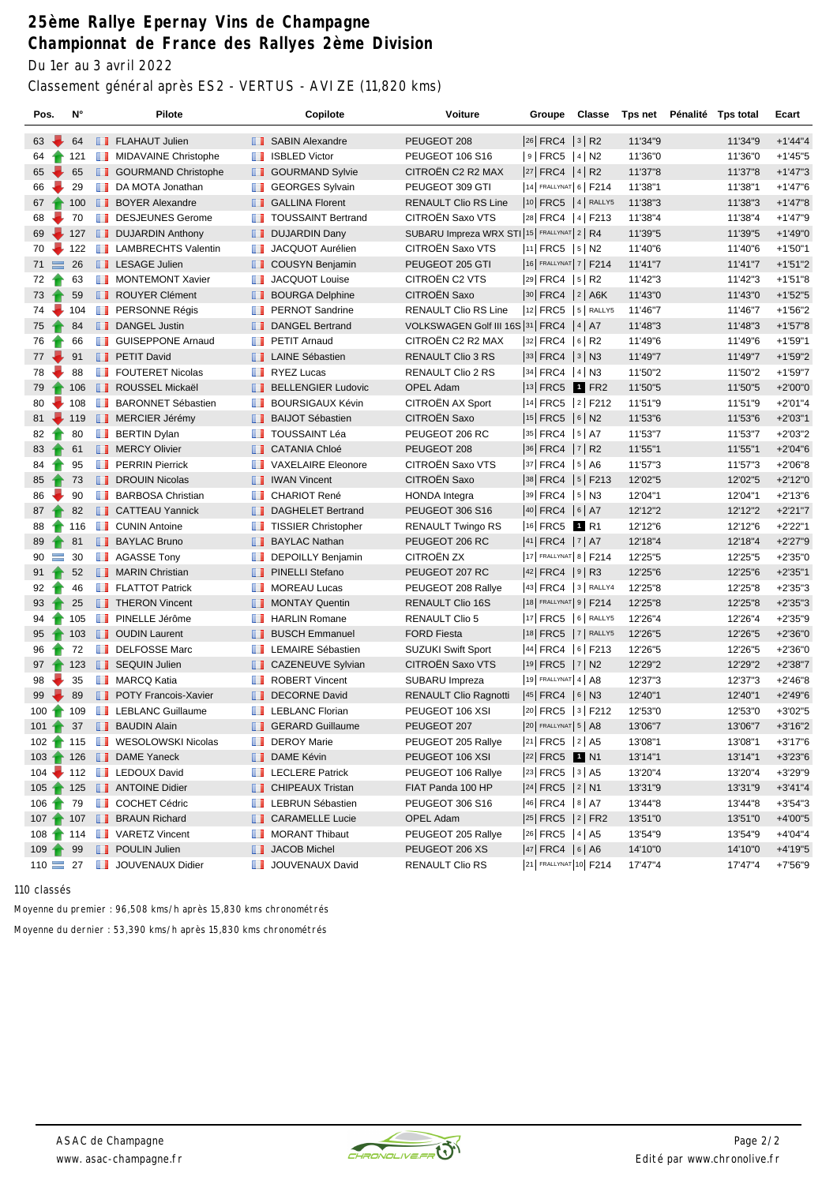# 25ème Rallye Epernay Vins de Champagne
# Championnat de France des Rallyes 2ème Division

Du 1er au 3 avril 2022

Classement général après ES2 - VERTUS - AVIZE (11,820 kms)

| Pos. | N° | Pilote | Copilote | Voiture | Groupe | Classe | Tps net | Pénalité | Tps total | Ecart |
|---|---|---|---|---|---|---|---|---|---|---|
| 63 | 64 | FLAHAUT Julien | SABIN Alexandre | PEUGEOT 208 | 26 FRC4 | 3 R2 | 11'34"9 | | 11'34"9 | +1'44"4 |
| 64 | 121 | MIDAVAINE Christophe | ISBLED Victor | PEUGEOT 106 S16 | 9 FRC5 | 4 N2 | 11'36"0 | | 11'36"0 | +1'45"5 |
| 65 | 65 | GOURMAND Christophe | GOURMAND Sylvie | CITROËN C2 R2 MAX | 27 FRC4 | 4 R2 | 11'37"8 | | 11'37"8 | +1'47"3 |
| 66 | 29 | DA MOTA Jonathan | GEORGES Sylvain | PEUGEOT 309 GTI | 14 FRALLYNAT | 6 F214 | 11'38"1 | | 11'38"1 | +1'47"6 |
| 67 | 100 | BOYER Alexandre | GALLINA Florent | RENAULT Clio RS Line | 10 FRC5 | 4 RALLY5 | 11'38"3 | | 11'38"3 | +1'47"8 |
| 68 | 70 | DESJEUNES Gerome | TOUSSAINT Bertrand | CITROËN Saxo VTS | 28 FRC4 | 4 F213 | 11'38"4 | | 11'38"4 | +1'47"9 |
| 69 | 127 | DUJARDIN Anthony | DUJARDIN Dany | SUBARU Impreza WRX STI | 15 FRALLYNAT | 2 R4 | 11'39"5 | | 11'39"5 | +1'49"0 |
| 70 | 122 | LAMBRECHTS Valentin | JACQUOT Aurélien | CITROËN Saxo VTS | 11 FRC5 | 5 N2 | 11'40"6 | | 11'40"6 | +1'50"1 |
| 71 | 26 | LESAGE Julien | COUSYN Benjamin | PEUGEOT 205 GTI | 16 FRALLYNAT | 7 F214 | 11'41"7 | | 11'41"7 | +1'51"2 |
| 72 | 63 | MONTEMONT Xavier | JACQUOT Louise | CITROËN C2 VTS | 29 FRC4 | 5 R2 | 11'42"3 | | 11'42"3 | +1'51"8 |
| 73 | 59 | ROUYER Clément | BOURGA Delphine | CITROËN Saxo | 30 FRC4 | 2 A6K | 11'43"0 | | 11'43"0 | +1'52"5 |
| 74 | 104 | PERSONNE Régis | PERNOT Sandrine | RENAULT Clio RS Line | 12 FRC5 | 5 RALLY5 | 11'46"7 | | 11'46"7 | +1'56"2 |
| 75 | 84 | DANGEL Justin | DANGEL Bertrand | VOLKSWAGEN Golf III 16S | 31 FRC4 | 4 A7 | 11'48"3 | | 11'48"3 | +1'57"8 |
| 76 | 66 | GUISEPPONE Arnaud | PETIT Arnaud | CITROËN C2 R2 MAX | 32 FRC4 | 6 R2 | 11'49"6 | | 11'49"6 | +1'59"1 |
| 77 | 91 | PETIT David | LAINE Sébastien | RENAULT Clio 3 RS | 33 FRC4 | 3 N3 | 11'49"7 | | 11'49"7 | +1'59"2 |
| 78 | 88 | FOUTERET Nicolas | RYEZ Lucas | RENAULT Clio 2 RS | 34 FRC4 | 4 N3 | 11'50"2 | | 11'50"2 | +1'59"7 |
| 79 | 106 | ROUSSEL Mickaël | BELLENGIER Ludovic | OPEL Adam | 13 FRC5 | 1 FR2 | 11'50"5 | | 11'50"5 | +2'00"0 |
| 80 | 108 | BARONNET Sébastien | BOURSIGAUX Kévin | CITROËN AX Sport | 14 FRC5 | 2 F212 | 11'51"9 | | 11'51"9 | +2'01"4 |
| 81 | 119 | MERCIER Jérémy | BAIJOT Sébastien | CITROËN Saxo | 15 FRC5 | 6 N2 | 11'53"6 | | 11'53"6 | +2'03"1 |
| 82 | 80 | BERTIN Dylan | TOUSSAINT Léa | PEUGEOT 206 RC | 35 FRC4 | 5 A7 | 11'53"7 | | 11'53"7 | +2'03"2 |
| 83 | 61 | MERCY Olivier | CATANIA Chloé | PEUGEOT 208 | 36 FRC4 | 7 R2 | 11'55"1 | | 11'55"1 | +2'04"6 |
| 84 | 95 | PERRIN Pierrick | VAXELAIRE Eleonore | CITROËN Saxo VTS | 37 FRC4 | 5 A6 | 11'57"3 | | 11'57"3 | +2'06"8 |
| 85 | 73 | DROUIN Nicolas | IWAN Vincent | CITROËN Saxo | 38 FRC4 | 5 F213 | 12'02"5 | | 12'02"5 | +2'12"0 |
| 86 | 90 | BARBOSA Christian | CHARIOT René | HONDA Integra | 39 FRC4 | 5 N3 | 12'04"1 | | 12'04"1 | +2'13"6 |
| 87 | 82 | CATTEAU Yannick | DAGHELET Bertrand | PEUGEOT 306 S16 | 40 FRC4 | 6 A7 | 12'12"2 | | 12'12"2 | +2'21"7 |
| 88 | 116 | CUNIN Antoine | TISSIER Christopher | RENAULT Twingo RS | 16 FRC5 | 1 R1 | 12'12"6 | | 12'12"6 | +2'22"1 |
| 89 | 81 | BAYLAC Bruno | BAYLAC Nathan | PEUGEOT 206 RC | 41 FRC4 | 7 A7 | 12'18"4 | | 12'18"4 | +2'27"9 |
| 90 | 30 | AGASSE Tony | DEPOILLY Benjamin | CITROËN ZX | 17 FRALLYNAT | 8 F214 | 12'25"5 | | 12'25"5 | +2'35"0 |
| 91 | 52 | MARIN Christian | PINELLI Stefano | PEUGEOT 207 RC | 42 FRC4 | 9 R3 | 12'25"6 | | 12'25"6 | +2'35"1 |
| 92 | 46 | FLATTOT Patrick | MOREAU Lucas | PEUGEOT 208 Rallye | 43 FRC4 | 3 RALLY4 | 12'25"8 | | 12'25"8 | +2'35"3 |
| 93 | 25 | THERON Vincent | MONTAY Quentin | RENAULT Clio 16S | 18 FRALLYNAT | 9 F214 | 12'25"8 | | 12'25"8 | +2'35"3 |
| 94 | 105 | PINELLE Jérôme | HARLIN Romane | RENAULT Clio 5 | 17 FRC5 | 6 RALLY5 | 12'26"4 | | 12'26"4 | +2'35"9 |
| 95 | 103 | OUDIN Laurent | BUSCH Emmanuel | FORD Fiesta | 18 FRC5 | 7 RALLY5 | 12'26"5 | | 12'26"5 | +2'36"0 |
| 96 | 72 | DELFOSSE Marc | LEMAIRE Sébastien | SUZUKI Swift Sport | 44 FRC4 | 6 F213 | 12'26"5 | | 12'26"5 | +2'36"0 |
| 97 | 123 | SEQUIN Julien | CAZENEUVE Sylvian | CITROËN Saxo VTS | 19 FRC5 | 7 N2 | 12'29"2 | | 12'29"2 | +2'38"7 |
| 98 | 35 | MARCQ Katia | ROBERT Vincent | SUBARU Impreza | 19 FRALLYNAT | 4 A8 | 12'37"3 | | 12'37"3 | +2'46"8 |
| 99 | 89 | POTY Francois-Xavier | DECORNE David | RENAULT Clio Ragnotti | 45 FRC4 | 6 N3 | 12'40"1 | | 12'40"1 | +2'49"6 |
| 100 | 109 | LEBLANC Guillaume | LEBLANC Florian | PEUGEOT 106 XSI | 20 FRC5 | 3 F212 | 12'53"0 | | 12'53"0 | +3'02"5 |
| 101 | 37 | BAUDIN Alain | GERARD Guillaume | PEUGEOT 207 | 20 FRALLYNAT | 5 A8 | 13'06"7 | | 13'06"7 | +3'16"2 |
| 102 | 115 | WESOLOWSKI Nicolas | DEROY Marie | PEUGEOT 205 Rallye | 21 FRC5 | 2 A5 | 13'08"1 | | 13'08"1 | +3'17"6 |
| 103 | 126 | DAME Yaneck | DAME Kévin | PEUGEOT 106 XSI | 22 FRC5 | 1 N1 | 13'14"1 | | 13'14"1 | +3'23"6 |
| 104 | 112 | LEDOUX David | LECLERE Patrick | PEUGEOT 106 Rallye | 23 FRC5 | 3 A5 | 13'20"4 | | 13'20"4 | +3'29"9 |
| 105 | 125 | ANTOINE Didier | CHIPEAUX Tristan | FIAT Panda 100 HP | 24 FRC5 | 2 N1 | 13'31"9 | | 13'31"9 | +3'41"4 |
| 106 | 79 | COCHET Cédric | LEBRUN Sébastien | PEUGEOT 306 S16 | 46 FRC4 | 8 A7 | 13'44"8 | | 13'44"8 | +3'54"3 |
| 107 | 107 | BRAUN Richard | CARAMELLE Lucie | OPEL Adam | 25 FRC5 | 2 FR2 | 13'51"0 | | 13'51"0 | +4'00"5 |
| 108 | 114 | VARETZ Vincent | MORANT Thibaut | PEUGEOT 205 Rallye | 26 FRC5 | 4 A5 | 13'54"9 | | 13'54"9 | +4'04"4 |
| 109 | 99 | POULIN Julien | JACOB Michel | PEUGEOT 206 XS | 47 FRC4 | 6 A6 | 14'10"0 | | 14'10"0 | +4'19"5 |
| 110 | 27 | JOUVENAUX Didier | JOUVENAUX David | RENAULT Clio RS | 21 FRALLYNAT | 10 F214 | 17'47"4 | | 17'47"4 | +7'56"9 |

110 classés

Moyenne du premier : 96,508 kms/h après 15,830 kms chronométrés

Moyenne du dernier : 53,390 kms/h après 15,830 kms chronométrés

ASAC de Champagne
www. asac-champagne.fr

Edité par www.chronolive.fr